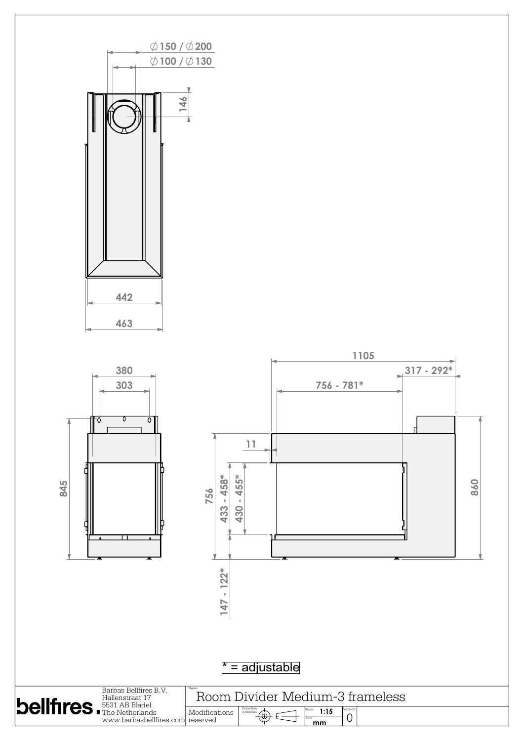Ø150 / Ø200

Ø100 / Ø130

146

442

463

1105

317 - 292*

756 - 781*

380

303

11

845

756

433 - 458*

430 - 455*

860

147 - 122*

* = adjustable

bellfires.

Barbas Bellfires B.V.
Hallenstraat 17
5531 AB Bladel
The Netherlands
www.barbasbellfires.com

Name:
Room Divider Medium-3 frameless

Modifications reserved

Projection: American

Scale: 1:15

Unit: mm

Version: 0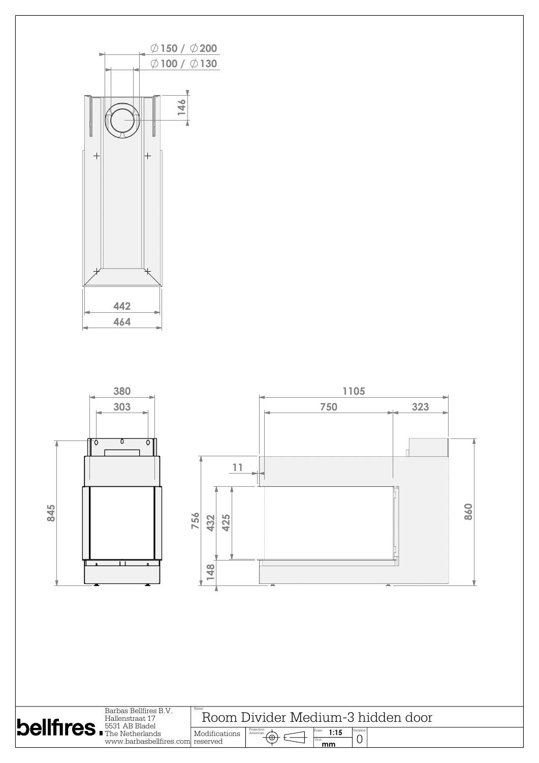∅150 / ∅200

∅100 / ∅130

146

442

464

380

303

845

1105

750

323

11

756

432

425

148

860

**bellfires.**

Barbas Bellfires B.V.
Hallenstraat 17
5531 AB Bladel
The Netherlands
www.barbasbellfires.com

Name:
Room Divider Medium-3 hidden door

Modifications reserved

Projection: American

Scale: 1:15

Unit: mm

Version: 0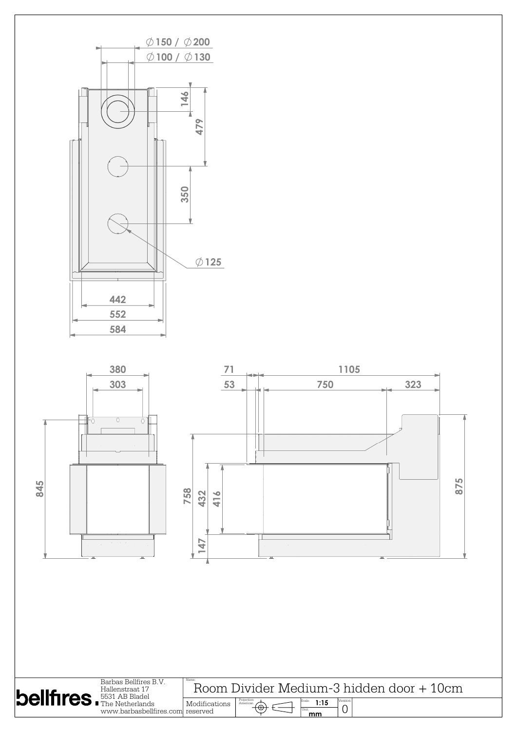∅150 / ∅200

∅100 / ∅130

146

479

350

∅125

442

552

584

380

303

845

71

53

1105

750

323

758

432

416

147

875

bellfires.

Barbas Bellfires B.V.
Hallenstraat 17
5531 AB Bladel
The Netherlands
www.barbasbellfires.com

Name:

# Room Divider Medium-3 hidden door + 10cm

Modifications reserved

Projection: American

Scale: 1:15

Unit: mm

Version: 0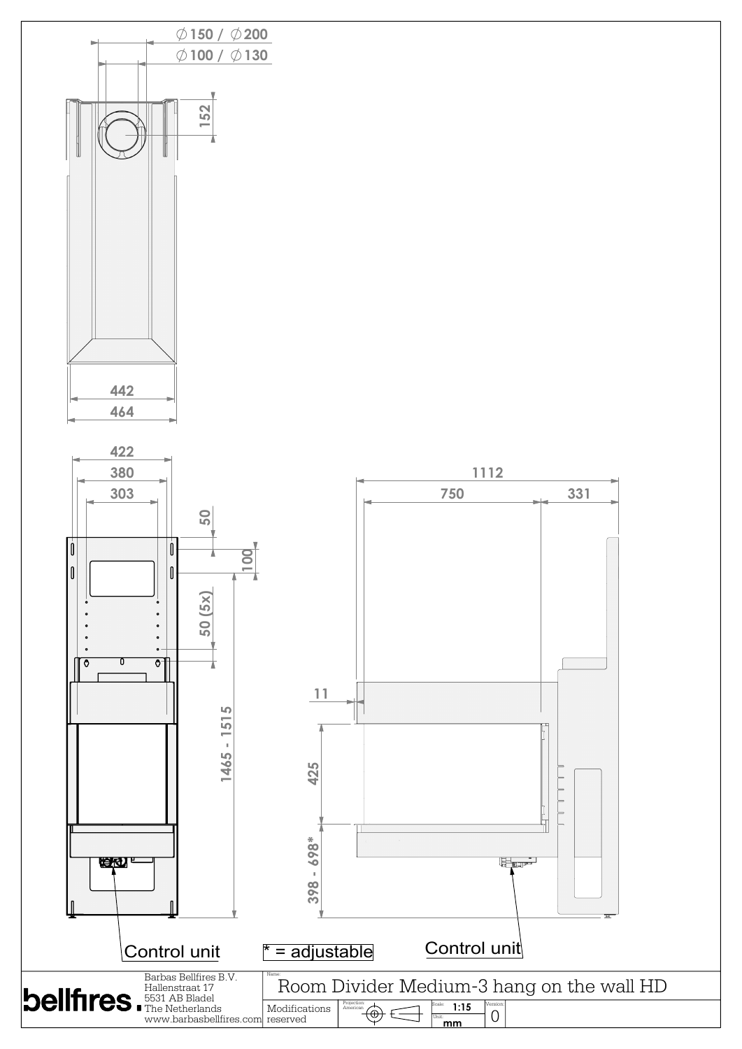∅150 / ∅200

∅100 / ∅130

152

442

464

422

380

303

50

100

50 (5x)

1465 - 1515

1112

750

331

11

425

398 - 698*

Control unit

* = adjustable

Control unit

bellfires.

Barbas Bellfires B.V.
Hallenstraat 17
5531 AB Bladel
The Netherlands
www.barbasbellfires.com

Name:
Room Divider Medium-3 hang on the wall HD

Modifications reserved

Projection: American

Scale: 1:15

Unit: mm

Version: 0